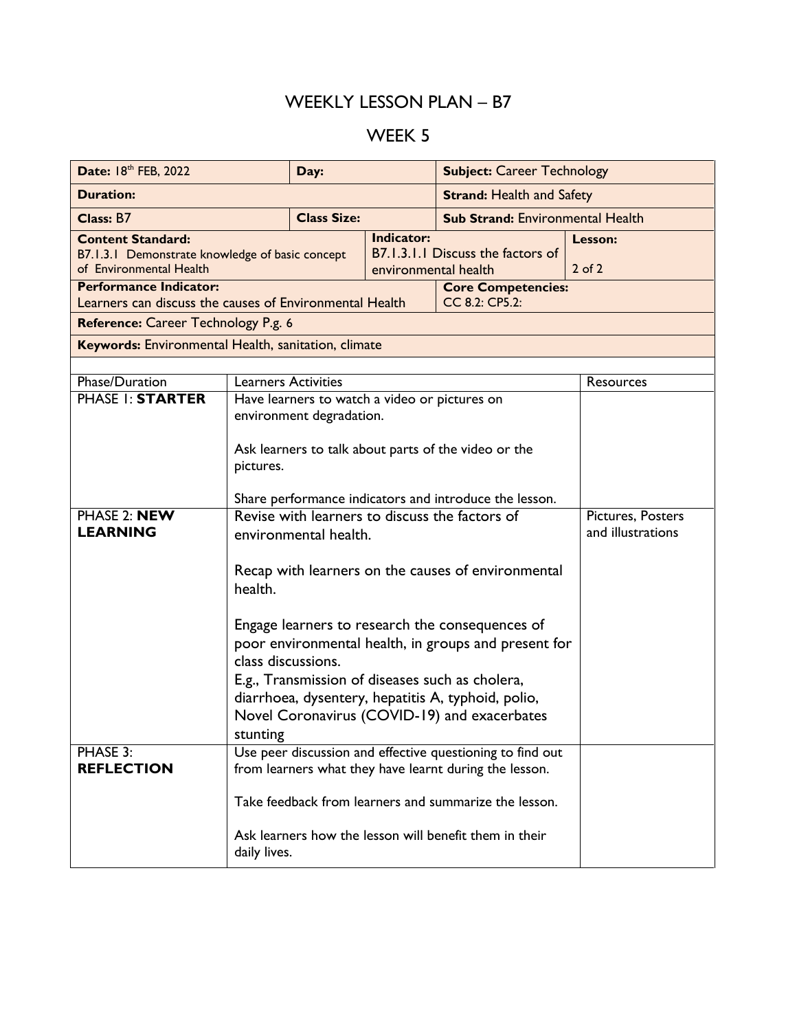# WEEKLY LESSON PLAN – B7

## WEEK 5

| **Date:** 18th FEB, 2022 | **Day:** | | **Subject:** Career Technology | |
|---|---|---|---|---|
| **Duration:** | | | **Strand:** Health and Safety | |
| **Class:** B7 | **Class Size:** | | **Sub Strand:** Environmental Health | |
| **Content Standard:** B7.1.3.1 Demonstrate knowledge of basic concept of Environmental Health | | **Indicator:** B7.1.3.1.1 Discuss the factors of environmental health | | **Lesson:** 2 of 2 |
| **Performance Indicator:** Learners can discuss the causes of Environmental Health | | | **Core Competencies:** CC 8.2: CP5.2: | |
| **Reference:** Career Technology P.g. 6 | | | | |
| **Keywords:** Environmental Health, sanitation, climate | | | | |

| Phase/Duration | Learners Activities | Resources |
|---|---|---|
| PHASE 1: **STARTER** | Have learners to watch a video or pictures on environment degradation.<br><br>Ask learners to talk about parts of the video or the pictures.<br><br>Share performance indicators and introduce the lesson. | |
| PHASE 2: **NEW LEARNING** | Revise with learners to discuss the factors of environmental health.<br><br>Recap with learners on the causes of environmental health.<br><br>Engage learners to research the consequences of poor environmental health, in groups and present for class discussions.<br>E.g., Transmission of diseases such as cholera, diarrhoea, dysentery, hepatitis A, typhoid, polio, Novel Coronavirus (COVID-19) and exacerbates stunting | Pictures, Posters and illustrations |
| PHASE 3: **REFLECTION** | Use peer discussion and effective questioning to find out from learners what they have learnt during the lesson.<br><br>Take feedback from learners and summarize the lesson.<br><br>Ask learners how the lesson will benefit them in their daily lives. | |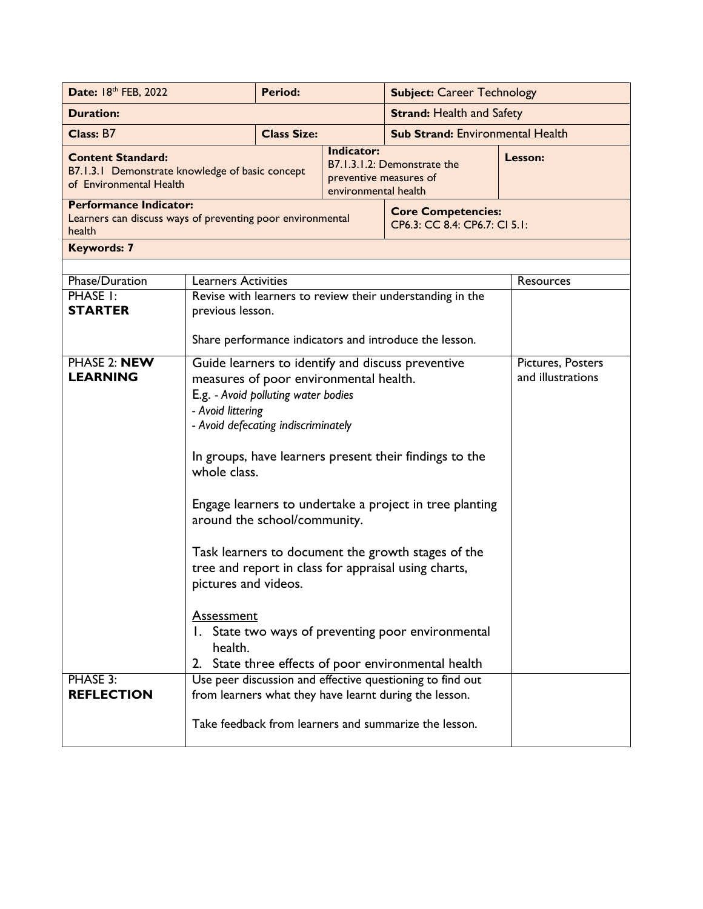| | | | | |
|---|---|---|---|---|
| **Date:** 18th FEB, 2022 | **Period:** | | **Subject:** Career Technology | |
| **Duration:** | | | **Strand:** Health and Safety | |
| **Class:** B7 | **Class Size:** | | **Sub Strand:** Environmental Health | |
| **Content Standard:** B7.1.3.1 Demonstrate knowledge of basic concept of Environmental Health | | **Indicator:** B7.1.3.1.2: Demonstrate the preventive measures of environmental health | | **Lesson:** |
| **Performance Indicator:** Learners can discuss ways of preventing poor environmental health | | | **Core Competencies:** CP6.3: CC 8.4: CP6.7: CI 5.1: | |
| **Keywords: 7** | | | | |

| Phase/Duration | Learners Activities | Resources |
|---|---|---|
| PHASE 1: **STARTER** | Revise with learners to review their understanding in the previous lesson.<br><br>Share performance indicators and introduce the lesson. | |
| PHASE 2: **NEW LEARNING** | Guide learners to identify and discuss preventive measures of poor environmental health.<br>E.g. *- Avoid polluting water bodies*<br>*- Avoid littering*<br>*- Avoid defecating indiscriminately*<br><br>In groups, have learners present their findings to the whole class.<br><br>Engage learners to undertake a project in tree planting around the school/community.<br><br>Task learners to document the growth stages of the tree and report in class for appraisal using charts, pictures and videos.<br><br><u>Assessment</u><br>1. State two ways of preventing poor environmental health.<br>2. State three effects of poor environmental health | Pictures, Posters and illustrations |
| PHASE 3: **REFLECTION** | Use peer discussion and effective questioning to find out from learners what they have learnt during the lesson.<br><br>Take feedback from learners and summarize the lesson. | |